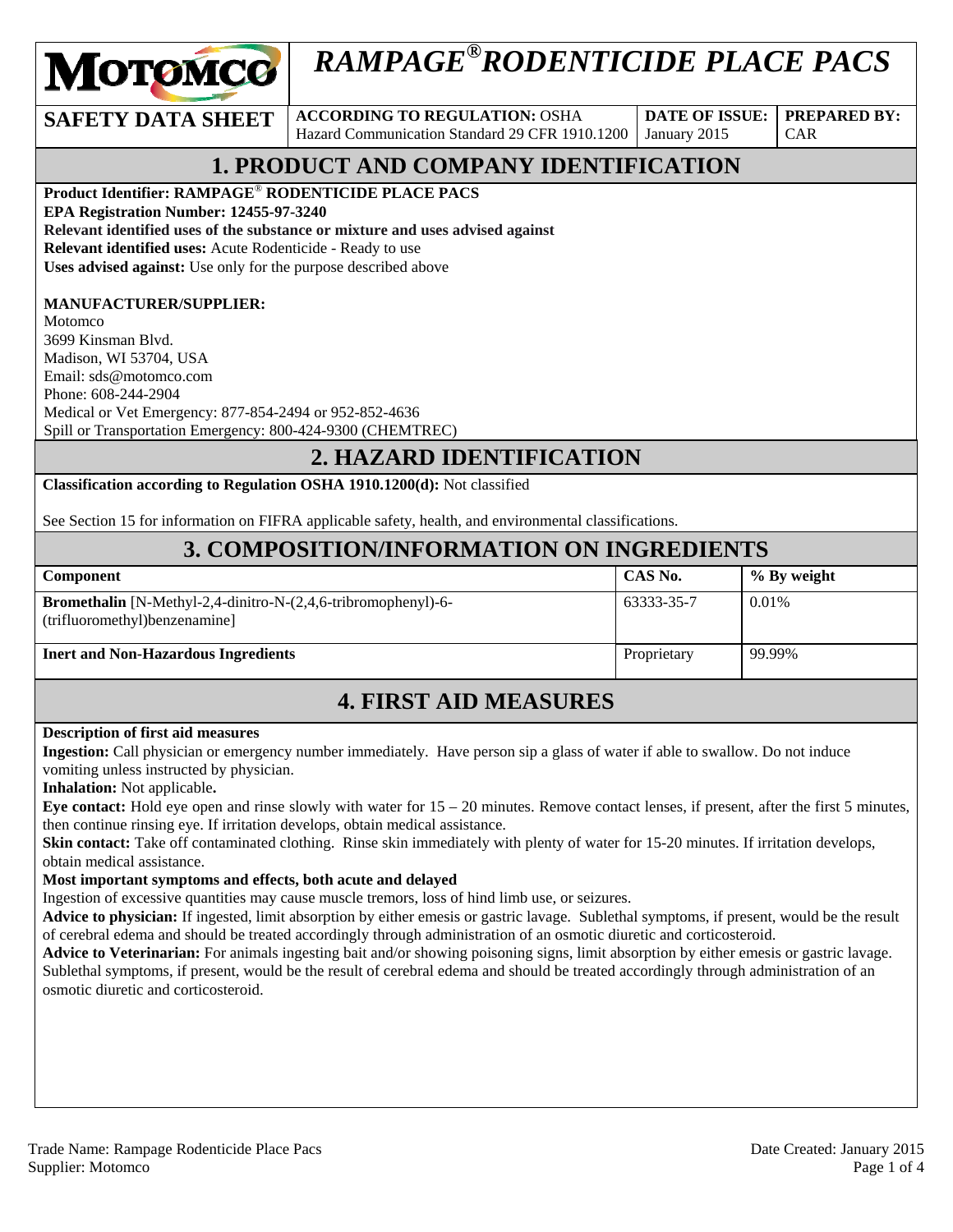# RAMPAGE® RODENTICIDE PLACE PACS

| SAFETY DATA SHEET | **ACCORDING TO REGULATION:** OSHA Hazard Communication Standard 29 CFR 1910.1200 | **DATE OF ISSUE:** January 2015 | **PREPARED BY:** CAR |
|---|---|---|---|

## 1. PRODUCT AND COMPANY IDENTIFICATION

**Product Identifier: RAMPAGE® RODENTICIDE PLACE PACS**
**EPA Registration Number: 12455-97-3240**
**Relevant identified uses of the substance or mixture and uses advised against**
**Relevant identified uses:** Acute Rodenticide - Ready to use
**Uses advised against:** Use only for the purpose described above

**MANUFACTURER/SUPPLIER:**
Motomco
3699 Kinsman Blvd.
Madison, WI 53704, USA
Email: sds@motomco.com
Phone: 608-244-2904
Medical or Vet Emergency: 877-854-2494 or 952-852-4636
Spill or Transportation Emergency: 800-424-9300 (CHEMTREC)

## 2. HAZARD IDENTIFICATION

**Classification according to Regulation OSHA 1910.1200(d):** Not classified

See Section 15 for information on FIFRA applicable safety, health, and environmental classifications.

## 3. COMPOSITION/INFORMATION ON INGREDIENTS

| Component | CAS No. | % By weight |
|---|---|---|
| **Bromethalin** [N-Methyl-2,4-dinitro-N-(2,4,6-tribromophenyl)-6-(trifluoromethyl)benzenamine] | 63333-35-7 | 0.01% |
| **Inert and Non-Hazardous Ingredients** | Proprietary | 99.99% |

## 4. FIRST AID MEASURES

**Description of first aid measures**
**Ingestion:** Call physician or emergency number immediately. Have person sip a glass of water if able to swallow. Do not induce vomiting unless instructed by physician.
**Inhalation:** Not applicable**.**
**Eye contact:** Hold eye open and rinse slowly with water for 15 – 20 minutes. Remove contact lenses, if present, after the first 5 minutes, then continue rinsing eye. If irritation develops, obtain medical assistance.
**Skin contact:** Take off contaminated clothing. Rinse skin immediately with plenty of water for 15-20 minutes. If irritation develops, obtain medical assistance.
**Most important symptoms and effects, both acute and delayed**
Ingestion of excessive quantities may cause muscle tremors, loss of hind limb use, or seizures.
**Advice to physician:** If ingested, limit absorption by either emesis or gastric lavage. Sublethal symptoms, if present, would be the result of cerebral edema and should be treated accordingly through administration of an osmotic diuretic and corticosteroid.
**Advice to Veterinarian:** For animals ingesting bait and/or showing poisoning signs, limit absorption by either emesis or gastric lavage. Sublethal symptoms, if present, would be the result of cerebral edema and should be treated accordingly through administration of an osmotic diuretic and corticosteroid.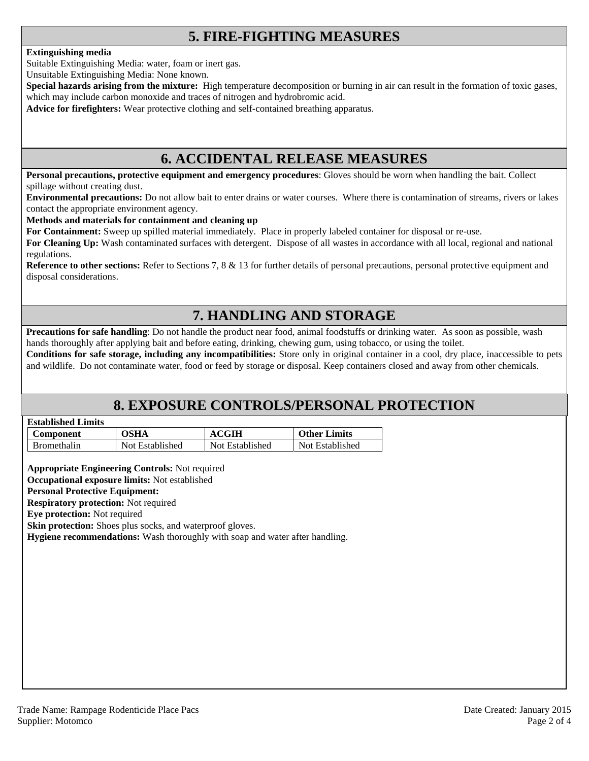## 5. FIRE-FIGHTING MEASURES

**Extinguishing media**

Suitable Extinguishing Media: water, foam or inert gas.

Unsuitable Extinguishing Media: None known.

**Special hazards arising from the mixture:** High temperature decomposition or burning in air can result in the formation of toxic gases, which may include carbon monoxide and traces of nitrogen and hydrobromic acid.

**Advice for firefighters:** Wear protective clothing and self-contained breathing apparatus.

## 6. ACCIDENTAL RELEASE MEASURES

**Personal precautions, protective equipment and emergency procedures**: Gloves should be worn when handling the bait. Collect spillage without creating dust.

**Environmental precautions:** Do not allow bait to enter drains or water courses. Where there is contamination of streams, rivers or lakes contact the appropriate environment agency.

**Methods and materials for containment and cleaning up**

**For Containment:** Sweep up spilled material immediately. Place in properly labeled container for disposal or re-use.

**For Cleaning Up:** Wash contaminated surfaces with detergent. Dispose of all wastes in accordance with all local, regional and national regulations.

**Reference to other sections:** Refer to Sections 7, 8 & 13 for further details of personal precautions, personal protective equipment and disposal considerations.

## 7. HANDLING AND STORAGE

**Precautions for safe handling**: Do not handle the product near food, animal foodstuffs or drinking water. As soon as possible, wash hands thoroughly after applying bait and before eating, drinking, chewing gum, using tobacco, or using the toilet.

**Conditions for safe storage, including any incompatibilities:** Store only in original container in a cool, dry place, inaccessible to pets and wildlife. Do not contaminate water, food or feed by storage or disposal. Keep containers closed and away from other chemicals.

## 8. EXPOSURE CONTROLS/PERSONAL PROTECTION

**Established Limits**

| Component | OSHA | ACGIH | Other Limits |
|---|---|---|---|
| Bromethalin | Not Established | Not Established | Not Established |

**Appropriate Engineering Controls:** Not required

**Occupational exposure limits:** Not established

**Personal Protective Equipment:**

**Respiratory protection:** Not required

**Eye protection:** Not required

**Skin protection:** Shoes plus socks, and waterproof gloves.

**Hygiene recommendations:** Wash thoroughly with soap and water after handling.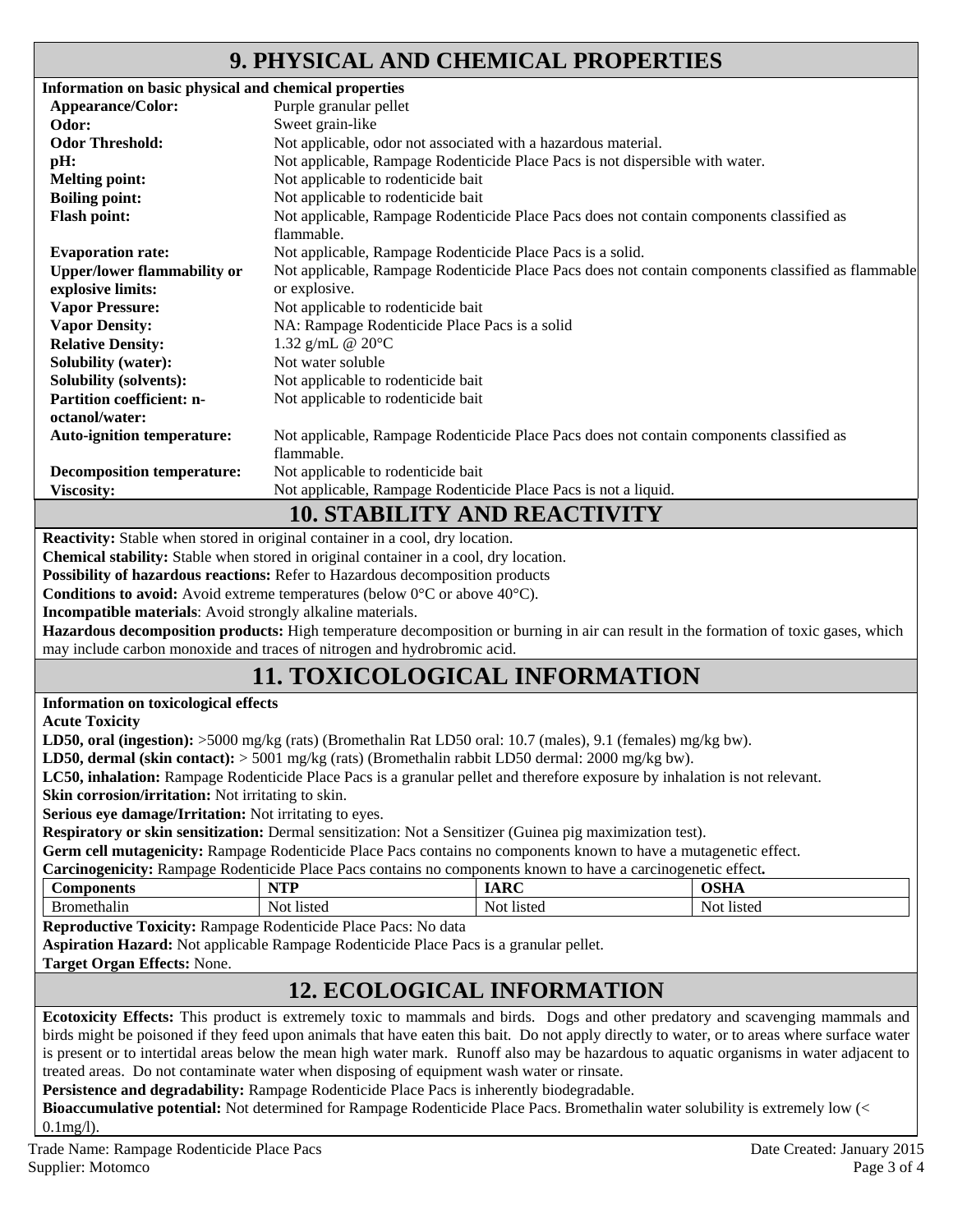## 9. PHYSICAL AND CHEMICAL PROPERTIES

**Information on basic physical and chemical properties**

| | |
|---|---|
| **Appearance/Color:** | Purple granular pellet |
| **Odor:** | Sweet grain-like |
| **Odor Threshold:** | Not applicable, odor not associated with a hazardous material. |
| **pH:** | Not applicable, Rampage Rodenticide Place Pacs is not dispersible with water. |
| **Melting point:** | Not applicable to rodenticide bait |
| **Boiling point:** | Not applicable to rodenticide bait |
| **Flash point:** | Not applicable, Rampage Rodenticide Place Pacs does not contain components classified as flammable. |
| **Evaporation rate:** | Not applicable, Rampage Rodenticide Place Pacs is a solid. |
| **Upper/lower flammability or explosive limits:** | Not applicable, Rampage Rodenticide Place Pacs does not contain components classified as flammable or explosive. |
| **Vapor Pressure:** | Not applicable to rodenticide bait |
| **Vapor Density:** | NA: Rampage Rodenticide Place Pacs is a solid |
| **Relative Density:** | 1.32 g/mL @ 20°C |
| **Solubility (water):** | Not water soluble |
| **Solubility (solvents):** | Not applicable to rodenticide bait |
| **Partition coefficient: n-octanol/water:** | Not applicable to rodenticide bait |
| **Auto-ignition temperature:** | Not applicable, Rampage Rodenticide Place Pacs does not contain components classified as flammable. |
| **Decomposition temperature:** | Not applicable to rodenticide bait |
| **Viscosity:** | Not applicable, Rampage Rodenticide Place Pacs is not a liquid. |

## 10. STABILITY AND REACTIVITY

**Reactivity:** Stable when stored in original container in a cool, dry location.

**Chemical stability:** Stable when stored in original container in a cool, dry location.

**Possibility of hazardous reactions:** Refer to Hazardous decomposition products

**Conditions to avoid:** Avoid extreme temperatures (below 0°C or above 40°C).

**Incompatible materials**: Avoid strongly alkaline materials.

**Hazardous decomposition products:** High temperature decomposition or burning in air can result in the formation of toxic gases, which may include carbon monoxide and traces of nitrogen and hydrobromic acid.

## 11. TOXICOLOGICAL INFORMATION

**Information on toxicological effects**

**Acute Toxicity**

**LD50, oral (ingestion):** >5000 mg/kg (rats) (Bromethalin Rat LD50 oral: 10.7 (males), 9.1 (females) mg/kg bw).

**LD50, dermal (skin contact):** > 5001 mg/kg (rats) (Bromethalin rabbit LD50 dermal: 2000 mg/kg bw).

**LC50, inhalation:** Rampage Rodenticide Place Pacs is a granular pellet and therefore exposure by inhalation is not relevant.

**Skin corrosion/irritation:** Not irritating to skin.

**Serious eye damage/Irritation:** Not irritating to eyes.

**Respiratory or skin sensitization:** Dermal sensitization: Not a Sensitizer (Guinea pig maximization test).

**Germ cell mutagenicity:** Rampage Rodenticide Place Pacs contains no components known to have a mutagenetic effect.

**Carcinogenicity:** Rampage Rodenticide Place Pacs contains no components known to have a carcinogenetic effect**.**

| Components | NTP | IARC | OSHA |
|---|---|---|---|
| Bromethalin | Not listed | Not listed | Not listed |

**Reproductive Toxicity:** Rampage Rodenticide Place Pacs: No data

**Aspiration Hazard:** Not applicable Rampage Rodenticide Place Pacs is a granular pellet.

**Target Organ Effects:** None.

## 12. ECOLOGICAL INFORMATION

**Ecotoxicity Effects:** This product is extremely toxic to mammals and birds. Dogs and other predatory and scavenging mammals and birds might be poisoned if they feed upon animals that have eaten this bait. Do not apply directly to water, or to areas where surface water is present or to intertidal areas below the mean high water mark. Runoff also may be hazardous to aquatic organisms in water adjacent to treated areas. Do not contaminate water when disposing of equipment wash water or rinsate.

**Persistence and degradability:** Rampage Rodenticide Place Pacs is inherently biodegradable.

**Bioaccumulative potential:** Not determined for Rampage Rodenticide Place Pacs. Bromethalin water solubility is extremely low (< 0.1mg/l).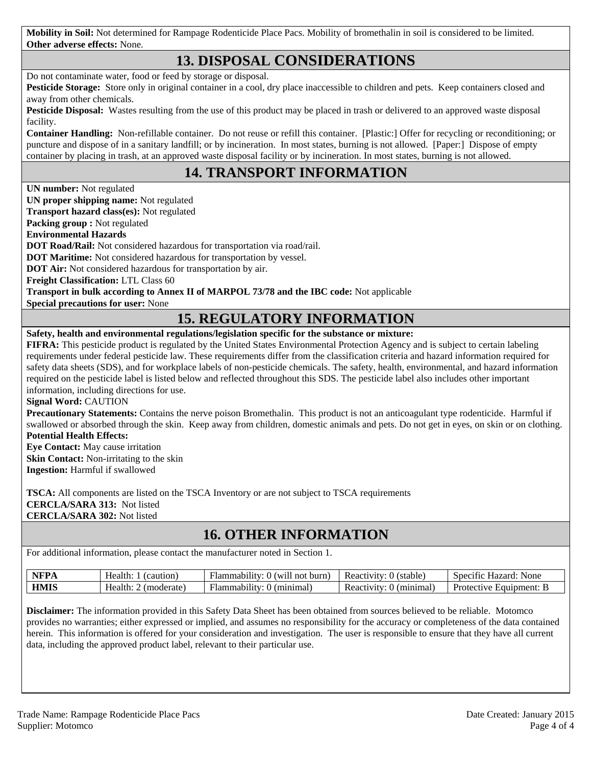**Mobility in Soil:** Not determined for Rampage Rodenticide Place Pacs. Mobility of bromethalin in soil is considered to be limited.
**Other adverse effects:** None.

## 13. DISPOSAL CONSIDERATIONS

Do not contaminate water, food or feed by storage or disposal.

**Pesticide Storage:** Store only in original container in a cool, dry place inaccessible to children and pets. Keep containers closed and away from other chemicals.

**Pesticide Disposal:** Wastes resulting from the use of this product may be placed in trash or delivered to an approved waste disposal facility.

**Container Handling:** Non-refillable container. Do not reuse or refill this container. [Plastic:] Offer for recycling or reconditioning; or puncture and dispose of in a sanitary landfill; or by incineration. In most states, burning is not allowed. [Paper:] Dispose of empty container by placing in trash, at an approved waste disposal facility or by incineration. In most states, burning is not allowed.

## 14. TRANSPORT INFORMATION

**UN number:** Not regulated
**UN proper shipping name:** Not regulated
**Transport hazard class(es):** Not regulated
**Packing group :** Not regulated
**Environmental Hazards**
**DOT Road/Rail:** Not considered hazardous for transportation via road/rail.
**DOT Maritime:** Not considered hazardous for transportation by vessel.
**DOT Air:** Not considered hazardous for transportation by air.
**Freight Classification:** LTL Class 60
**Transport in bulk according to Annex II of MARPOL 73/78 and the IBC code:** Not applicable
**Special precautions for user:** None

## 15. REGULATORY INFORMATION

**Safety, health and environmental regulations/legislation specific for the substance or mixture:**

**FIFRA:** This pesticide product is regulated by the United States Environmental Protection Agency and is subject to certain labeling requirements under federal pesticide law. These requirements differ from the classification criteria and hazard information required for safety data sheets (SDS), and for workplace labels of non-pesticide chemicals. The safety, health, environmental, and hazard information required on the pesticide label is listed below and reflected throughout this SDS. The pesticide label also includes other important information, including directions for use.

**Signal Word:** CAUTION

**Precautionary Statements:** Contains the nerve poison Bromethalin. This product is not an anticoagulant type rodenticide. Harmful if swallowed or absorbed through the skin. Keep away from children, domestic animals and pets. Do not get in eyes, on skin or on clothing.

**Potential Health Effects:**
**Eye Contact:** May cause irritation
**Skin Contact:** Non-irritating to the skin
**Ingestion:** Harmful if swallowed

**TSCA:** All components are listed on the TSCA Inventory or are not subject to TSCA requirements
**CERCLA/SARA 313:** Not listed
**CERCLA/SARA 302:** Not listed

## 16. OTHER INFORMATION

For additional information, please contact the manufacturer noted in Section 1.

| | | | | |
|---|---|---|---|---|
| **NFPA** | Health: 1 (caution) | Flammability: 0 (will not burn) | Reactivity: 0 (stable) | Specific Hazard: None |
| **HMIS** | Health: 2 (moderate) | Flammability: 0 (minimal) | Reactivity: 0 (minimal) | Protective Equipment: B |

**Disclaimer:** The information provided in this Safety Data Sheet has been obtained from sources believed to be reliable. Motomco provides no warranties; either expressed or implied, and assumes no responsibility for the accuracy or completeness of the data contained herein. This information is offered for your consideration and investigation. The user is responsible to ensure that they have all current data, including the approved product label, relevant to their particular use.